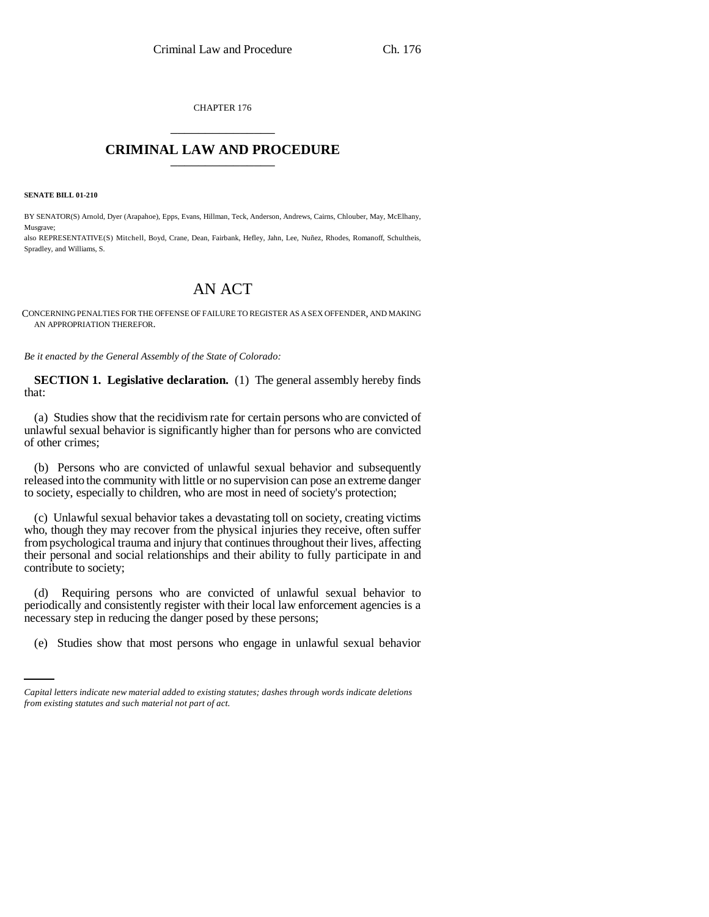CHAPTER 176

# CRIMINAL LAW AND PROCEDURE

**SENATE BILL 01-210**

BY SENATOR(S) Arnold, Dyer (Arapahoe), Epps, Evans, Hillman, Teck, Anderson, Andrews, Cairns, Chlouber, May, McElhany, Musgrave;

also REPRESENTATIVE(S) Mitchell, Boyd, Crane, Dean, Fairbank, Hefley, Jahn, Lee, Nuñez, Rhodes, Romanoff, Schultheis, Spradley, and Williams, S.

# AN ACT

CONCERNING PENALTIES FOR THE OFFENSE OF FAILURE TO REGISTER AS A SEX OFFENDER, AND MAKING AN APPROPRIATION THEREFOR.

*Be it enacted by the General Assembly of the State of Colorado:*

**SECTION 1. Legislative declaration.** (1) The general assembly hereby finds that:

(a) Studies show that the recidivism rate for certain persons who are convicted of unlawful sexual behavior is significantly higher than for persons who are convicted of other crimes;

(b) Persons who are convicted of unlawful sexual behavior and subsequently released into the community with little or no supervision can pose an extreme danger to society, especially to children, who are most in need of society's protection;

(c) Unlawful sexual behavior takes a devastating toll on society, creating victims who, though they may recover from the physical injuries they receive, often suffer from psychological trauma and injury that continues throughout their lives, affecting their personal and social relationships and their ability to fully participate in and contribute to society;

(d) Requiring persons who are convicted of unlawful sexual behavior to periodically and consistently register with their local law enforcement agencies is a necessary step in reducing the danger posed by these persons;

(e) Studies show that most persons who engage in unlawful sexual behavior

*Capital letters indicate new material added to existing statutes; dashes through words indicate deletions from existing statutes and such material not part of act.*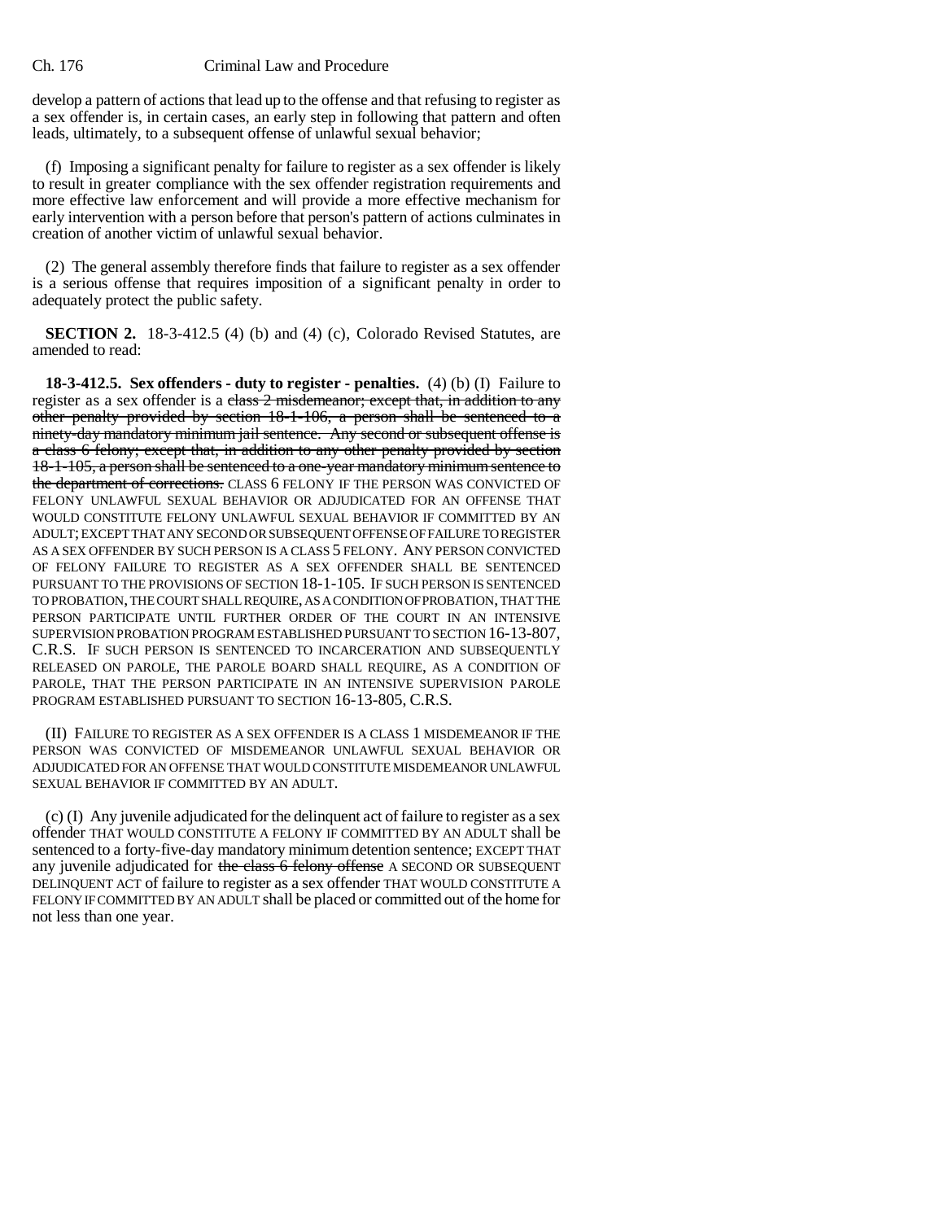develop a pattern of actions that lead up to the offense and that refusing to register as a sex offender is, in certain cases, an early step in following that pattern and often leads, ultimately, to a subsequent offense of unlawful sexual behavior;

(f) Imposing a significant penalty for failure to register as a sex offender is likely to result in greater compliance with the sex offender registration requirements and more effective law enforcement and will provide a more effective mechanism for early intervention with a person before that person's pattern of actions culminates in creation of another victim of unlawful sexual behavior.

(2) The general assembly therefore finds that failure to register as a sex offender is a serious offense that requires imposition of a significant penalty in order to adequately protect the public safety.

**SECTION 2.** 18-3-412.5 (4) (b) and (4) (c), Colorado Revised Statutes, are amended to read:

**18-3-412.5. Sex offenders - duty to register - penalties.** (4) (b) (I) Failure to register as a sex offender is a ~~class 2 misdemeanor; except that, in addition to any other penalty provided by section 18-1-106, a person shall be sentenced to a ninety-day mandatory minimum jail sentence. Any second or subsequent offense is a class 6 felony; except that, in addition to any other penalty provided by section 18-1-105, a person shall be sentenced to a one-year mandatory minimum sentence to the department of corrections.~~ CLASS 6 FELONY IF THE PERSON WAS CONVICTED OF FELONY UNLAWFUL SEXUAL BEHAVIOR OR ADJUDICATED FOR AN OFFENSE THAT WOULD CONSTITUTE FELONY UNLAWFUL SEXUAL BEHAVIOR IF COMMITTED BY AN ADULT; EXCEPT THAT ANY SECOND OR SUBSEQUENT OFFENSE OF FAILURE TO REGISTER AS A SEX OFFENDER BY SUCH PERSON IS A CLASS 5 FELONY. ANY PERSON CONVICTED OF FELONY FAILURE TO REGISTER AS A SEX OFFENDER SHALL BE SENTENCED PURSUANT TO THE PROVISIONS OF SECTION 18-1-105. IF SUCH PERSON IS SENTENCED TO PROBATION, THE COURT SHALL REQUIRE, AS A CONDITION OF PROBATION, THAT THE PERSON PARTICIPATE UNTIL FURTHER ORDER OF THE COURT IN AN INTENSIVE SUPERVISION PROBATION PROGRAM ESTABLISHED PURSUANT TO SECTION 16-13-807, C.R.S. IF SUCH PERSON IS SENTENCED TO INCARCERATION AND SUBSEQUENTLY RELEASED ON PAROLE, THE PAROLE BOARD SHALL REQUIRE, AS A CONDITION OF PAROLE, THAT THE PERSON PARTICIPATE IN AN INTENSIVE SUPERVISION PAROLE PROGRAM ESTABLISHED PURSUANT TO SECTION 16-13-805, C.R.S.

(II) FAILURE TO REGISTER AS A SEX OFFENDER IS A CLASS 1 MISDEMEANOR IF THE PERSON WAS CONVICTED OF MISDEMEANOR UNLAWFUL SEXUAL BEHAVIOR OR ADJUDICATED FOR AN OFFENSE THAT WOULD CONSTITUTE MISDEMEANOR UNLAWFUL SEXUAL BEHAVIOR IF COMMITTED BY AN ADULT.

(c) (I) Any juvenile adjudicated for the delinquent act of failure to register as a sex offender THAT WOULD CONSTITUTE A FELONY IF COMMITTED BY AN ADULT shall be sentenced to a forty-five-day mandatory minimum detention sentence; EXCEPT THAT any juvenile adjudicated for ~~the class 6 felony offense~~ A SECOND OR SUBSEQUENT DELINQUENT ACT of failure to register as a sex offender THAT WOULD CONSTITUTE A FELONY IF COMMITTED BY AN ADULT shall be placed or committed out of the home for not less than one year.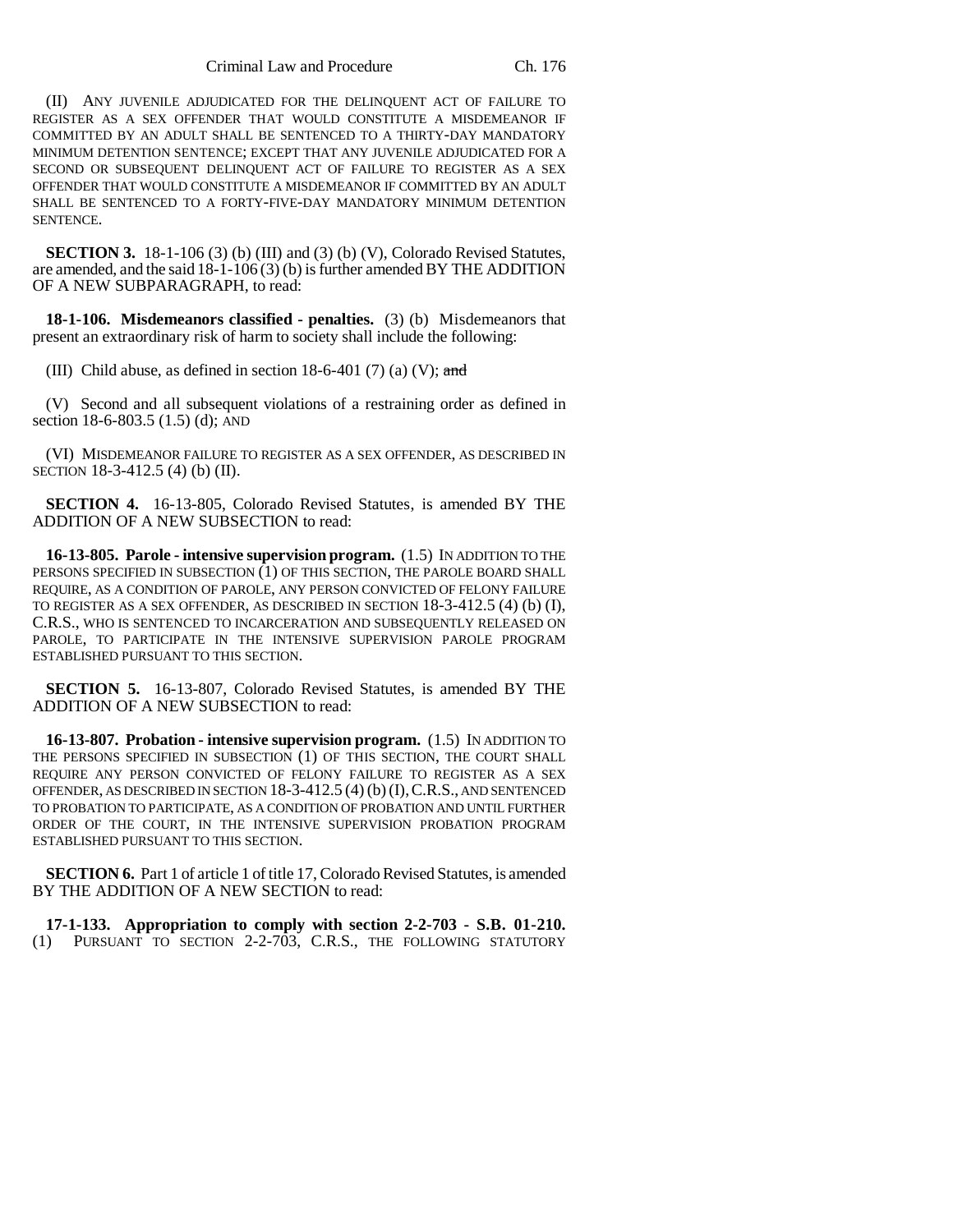(II) ANY JUVENILE ADJUDICATED FOR THE DELINQUENT ACT OF FAILURE TO REGISTER AS A SEX OFFENDER THAT WOULD CONSTITUTE A MISDEMEANOR IF COMMITTED BY AN ADULT SHALL BE SENTENCED TO A THIRTY-DAY MANDATORY MINIMUM DETENTION SENTENCE; EXCEPT THAT ANY JUVENILE ADJUDICATED FOR A SECOND OR SUBSEQUENT DELINQUENT ACT OF FAILURE TO REGISTER AS A SEX OFFENDER THAT WOULD CONSTITUTE A MISDEMEANOR IF COMMITTED BY AN ADULT SHALL BE SENTENCED TO A FORTY-FIVE-DAY MANDATORY MINIMUM DETENTION SENTENCE.

**SECTION 3.** 18-1-106 (3) (b) (III) and (3) (b) (V), Colorado Revised Statutes, are amended, and the said 18-1-106 (3) (b) is further amended BY THE ADDITION OF A NEW SUBPARAGRAPH, to read:

**18-1-106. Misdemeanors classified - penalties.** (3) (b) Misdemeanors that present an extraordinary risk of harm to society shall include the following:

(III) Child abuse, as defined in section 18-6-401 (7) (a) (V); ~~and~~

(V) Second and all subsequent violations of a restraining order as defined in section 18-6-803.5 (1.5) (d); AND

(VI) MISDEMEANOR FAILURE TO REGISTER AS A SEX OFFENDER, AS DESCRIBED IN SECTION 18-3-412.5 (4) (b) (II).

**SECTION 4.** 16-13-805, Colorado Revised Statutes, is amended BY THE ADDITION OF A NEW SUBSECTION to read:

**16-13-805. Parole - intensive supervision program.** (1.5) IN ADDITION TO THE PERSONS SPECIFIED IN SUBSECTION (1) OF THIS SECTION, THE PAROLE BOARD SHALL REQUIRE, AS A CONDITION OF PAROLE, ANY PERSON CONVICTED OF FELONY FAILURE TO REGISTER AS A SEX OFFENDER, AS DESCRIBED IN SECTION 18-3-412.5 (4) (b) (I), C.R.S., WHO IS SENTENCED TO INCARCERATION AND SUBSEQUENTLY RELEASED ON PAROLE, TO PARTICIPATE IN THE INTENSIVE SUPERVISION PAROLE PROGRAM ESTABLISHED PURSUANT TO THIS SECTION.

**SECTION 5.** 16-13-807, Colorado Revised Statutes, is amended BY THE ADDITION OF A NEW SUBSECTION to read:

**16-13-807. Probation - intensive supervision program.** (1.5) IN ADDITION TO THE PERSONS SPECIFIED IN SUBSECTION (1) OF THIS SECTION, THE COURT SHALL REQUIRE ANY PERSON CONVICTED OF FELONY FAILURE TO REGISTER AS A SEX OFFENDER, AS DESCRIBED IN SECTION 18-3-412.5 (4) (b) (I), C.R.S., AND SENTENCED TO PROBATION TO PARTICIPATE, AS A CONDITION OF PROBATION AND UNTIL FURTHER ORDER OF THE COURT, IN THE INTENSIVE SUPERVISION PROBATION PROGRAM ESTABLISHED PURSUANT TO THIS SECTION.

**SECTION 6.** Part 1 of article 1 of title 17, Colorado Revised Statutes, is amended BY THE ADDITION OF A NEW SECTION to read:

**17-1-133. Appropriation to comply with section 2-2-703 - S.B. 01-210.** (1) PURSUANT TO SECTION 2-2-703, C.R.S., THE FOLLOWING STATUTORY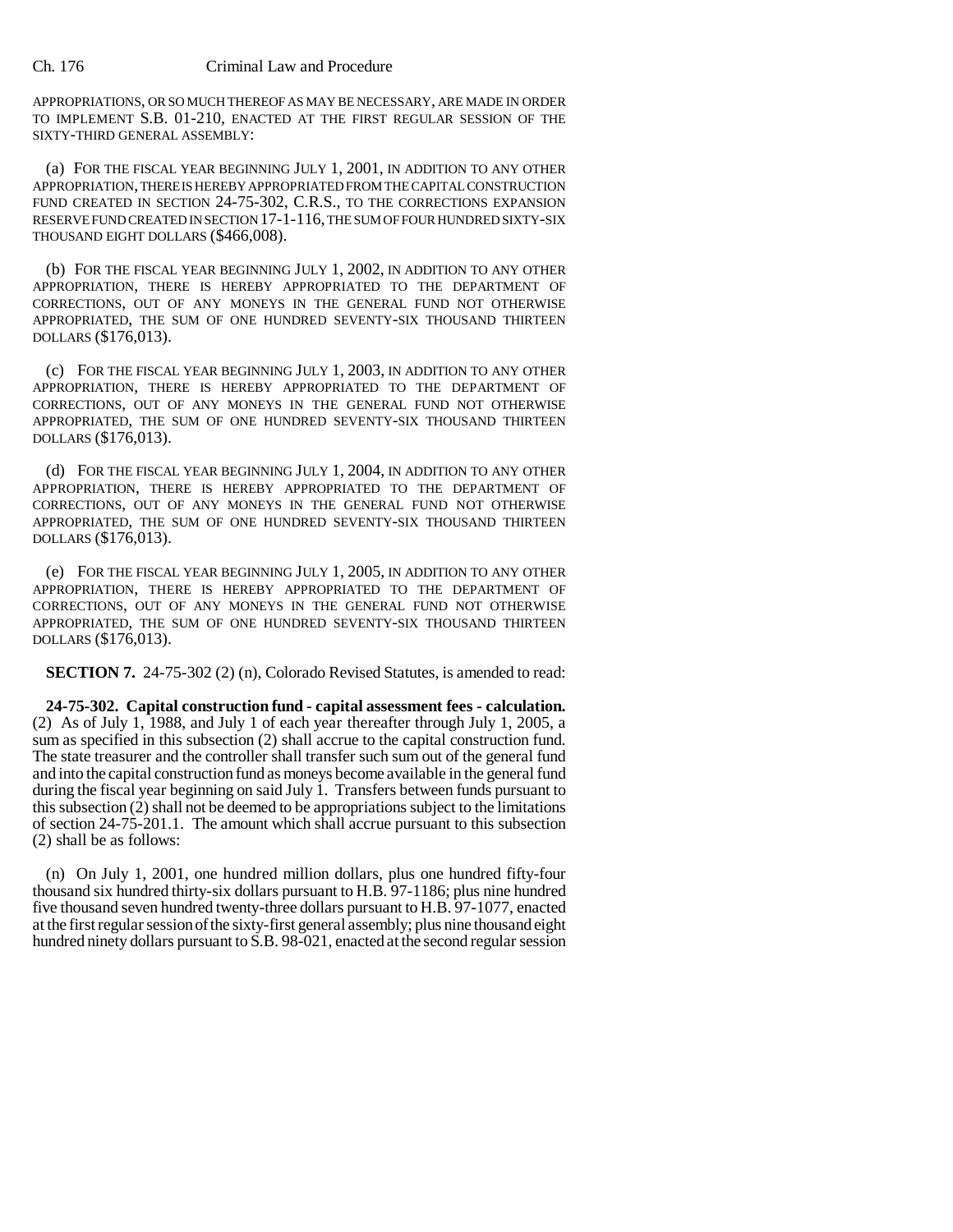APPROPRIATIONS, OR SO MUCH THEREOF AS MAY BE NECESSARY, ARE MADE IN ORDER TO IMPLEMENT S.B. 01-210, ENACTED AT THE FIRST REGULAR SESSION OF THE SIXTY-THIRD GENERAL ASSEMBLY:

(a) FOR THE FISCAL YEAR BEGINNING JULY 1, 2001, IN ADDITION TO ANY OTHER APPROPRIATION, THERE IS HEREBY APPROPRIATED FROM THE CAPITAL CONSTRUCTION FUND CREATED IN SECTION 24-75-302, C.R.S., TO THE CORRECTIONS EXPANSION RESERVE FUND CREATED IN SECTION 17-1-116, THE SUM OF FOUR HUNDRED SIXTY-SIX THOUSAND EIGHT DOLLARS ($466,008).

(b) FOR THE FISCAL YEAR BEGINNING JULY 1, 2002, IN ADDITION TO ANY OTHER APPROPRIATION, THERE IS HEREBY APPROPRIATED TO THE DEPARTMENT OF CORRECTIONS, OUT OF ANY MONEYS IN THE GENERAL FUND NOT OTHERWISE APPROPRIATED, THE SUM OF ONE HUNDRED SEVENTY-SIX THOUSAND THIRTEEN DOLLARS ($176,013).

(c) FOR THE FISCAL YEAR BEGINNING JULY 1, 2003, IN ADDITION TO ANY OTHER APPROPRIATION, THERE IS HEREBY APPROPRIATED TO THE DEPARTMENT OF CORRECTIONS, OUT OF ANY MONEYS IN THE GENERAL FUND NOT OTHERWISE APPROPRIATED, THE SUM OF ONE HUNDRED SEVENTY-SIX THOUSAND THIRTEEN DOLLARS ($176,013).

(d) FOR THE FISCAL YEAR BEGINNING JULY 1, 2004, IN ADDITION TO ANY OTHER APPROPRIATION, THERE IS HEREBY APPROPRIATED TO THE DEPARTMENT OF CORRECTIONS, OUT OF ANY MONEYS IN THE GENERAL FUND NOT OTHERWISE APPROPRIATED, THE SUM OF ONE HUNDRED SEVENTY-SIX THOUSAND THIRTEEN DOLLARS ($176,013).

(e) FOR THE FISCAL YEAR BEGINNING JULY 1, 2005, IN ADDITION TO ANY OTHER APPROPRIATION, THERE IS HEREBY APPROPRIATED TO THE DEPARTMENT OF CORRECTIONS, OUT OF ANY MONEYS IN THE GENERAL FUND NOT OTHERWISE APPROPRIATED, THE SUM OF ONE HUNDRED SEVENTY-SIX THOUSAND THIRTEEN DOLLARS ($176,013).

**SECTION 7.** 24-75-302 (2) (n), Colorado Revised Statutes, is amended to read:

**24-75-302. Capital construction fund - capital assessment fees - calculation.** (2) As of July 1, 1988, and July 1 of each year thereafter through July 1, 2005, a sum as specified in this subsection (2) shall accrue to the capital construction fund. The state treasurer and the controller shall transfer such sum out of the general fund and into the capital construction fund as moneys become available in the general fund during the fiscal year beginning on said July 1. Transfers between funds pursuant to this subsection (2) shall not be deemed to be appropriations subject to the limitations of section 24-75-201.1. The amount which shall accrue pursuant to this subsection (2) shall be as follows:

(n) On July 1, 2001, one hundred million dollars, plus one hundred fifty-four thousand six hundred thirty-six dollars pursuant to H.B. 97-1186; plus nine hundred five thousand seven hundred twenty-three dollars pursuant to H.B. 97-1077, enacted at the first regular session of the sixty-first general assembly; plus nine thousand eight hundred ninety dollars pursuant to S.B. 98-021, enacted at the second regular session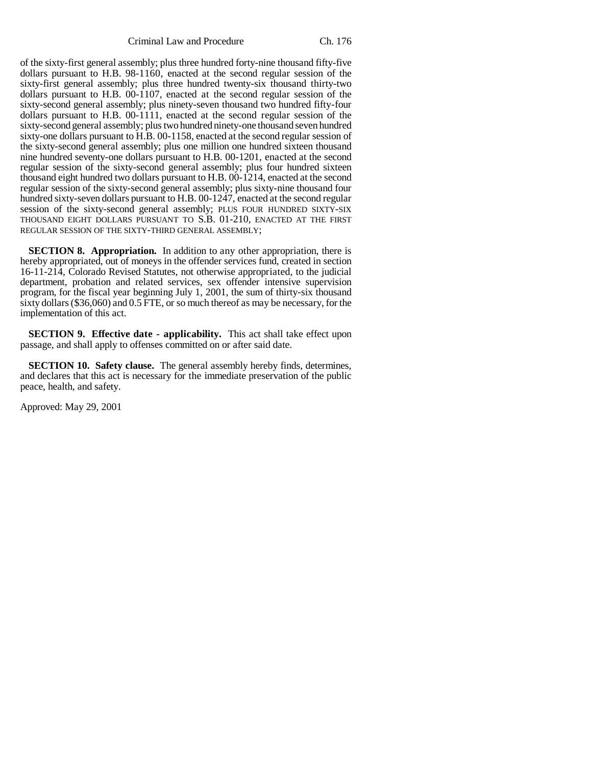of the sixty-first general assembly; plus three hundred forty-nine thousand fifty-five dollars pursuant to H.B. 98-1160, enacted at the second regular session of the sixty-first general assembly; plus three hundred twenty-six thousand thirty-two dollars pursuant to H.B. 00-1107, enacted at the second regular session of the sixty-second general assembly; plus ninety-seven thousand two hundred fifty-four dollars pursuant to H.B. 00-1111, enacted at the second regular session of the sixty-second general assembly; plus two hundred ninety-one thousand seven hundred sixty-one dollars pursuant to H.B. 00-1158, enacted at the second regular session of the sixty-second general assembly; plus one million one hundred sixteen thousand nine hundred seventy-one dollars pursuant to H.B. 00-1201, enacted at the second regular session of the sixty-second general assembly; plus four hundred sixteen thousand eight hundred two dollars pursuant to H.B. 00-1214, enacted at the second regular session of the sixty-second general assembly; plus sixty-nine thousand four hundred sixty-seven dollars pursuant to H.B. 00-1247, enacted at the second regular session of the sixty-second general assembly; PLUS FOUR HUNDRED SIXTY-SIX THOUSAND EIGHT DOLLARS PURSUANT TO S.B. 01-210, ENACTED AT THE FIRST REGULAR SESSION OF THE SIXTY-THIRD GENERAL ASSEMBLY;

**SECTION 8. Appropriation.** In addition to any other appropriation, there is hereby appropriated, out of moneys in the offender services fund, created in section 16-11-214, Colorado Revised Statutes, not otherwise appropriated, to the judicial department, probation and related services, sex offender intensive supervision program, for the fiscal year beginning July 1, 2001, the sum of thirty-six thousand sixty dollars ($36,060) and 0.5 FTE, or so much thereof as may be necessary, for the implementation of this act.

**SECTION 9. Effective date - applicability.** This act shall take effect upon passage, and shall apply to offenses committed on or after said date.

**SECTION 10. Safety clause.** The general assembly hereby finds, determines, and declares that this act is necessary for the immediate preservation of the public peace, health, and safety.

Approved: May 29, 2001